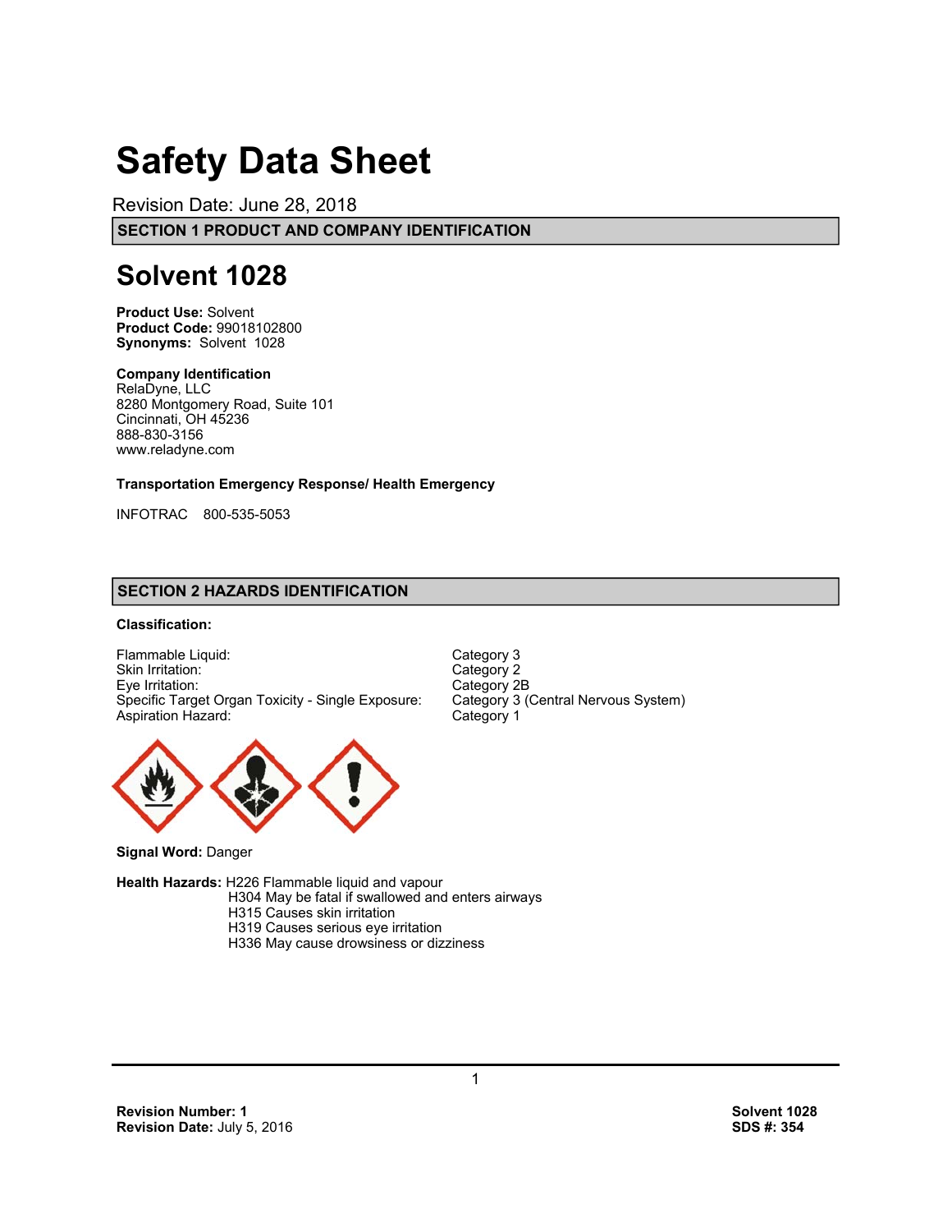# Safety Data Sheet

Revision Date: June 28, 2018

## SECTION 1 PRODUCT AND COMPANY IDENTIFICATION

# Solvent 1028

**Product Use:** Solvent
**Product Code:** 99018102800
**Synonyms:** Solvent 1028

**Company Identification**
RelaDyne, LLC
8280 Montgomery Road, Suite 101
Cincinnati, OH 45236
888-830-3156
www.reladyne.com

**Transportation Emergency Response/ Health Emergency**

INFOTRAC 800-535-5053

## SECTION 2 HAZARDS IDENTIFICATION

**Classification:**

| | |
|---|---|
| Flammable Liquid: | Category 3 |
| Skin Irritation: | Category 2 |
| Eye Irritation: | Category 2B |
| Specific Target Organ Toxicity - Single Exposure: | Category 3 (Central Nervous System) |
| Aspiration Hazard: | Category 1 |

**Signal Word:** Danger

**Health Hazards:** H226 Flammable liquid and vapour
H304 May be fatal if swallowed and enters airways
H315 Causes skin irritation
H319 Causes serious eye irritation
H336 May cause drowsiness or dizziness

**Revision Number:** 1
**Revision Date:** July 5, 2016

**Solvent 1028**
**SDS #: 354**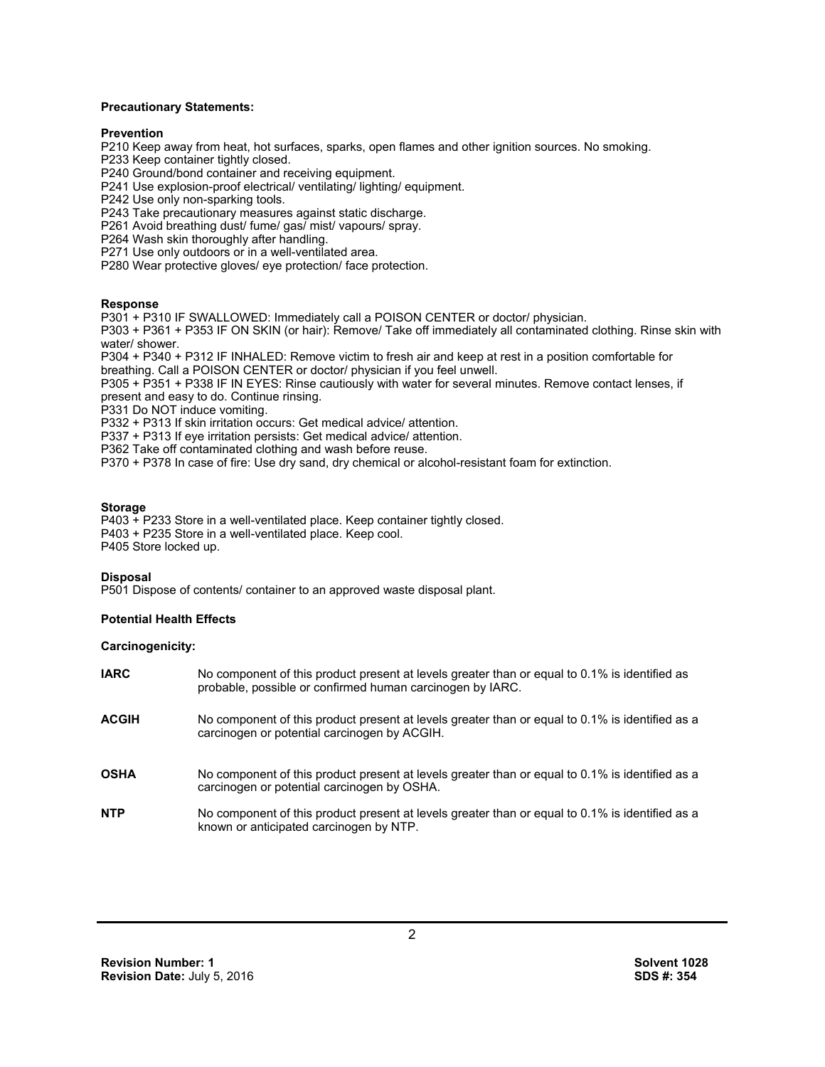**Precautionary Statements:**

**Prevention**

P210 Keep away from heat, hot surfaces, sparks, open flames and other ignition sources. No smoking.
P233 Keep container tightly closed.
P240 Ground/bond container and receiving equipment.
P241 Use explosion-proof electrical/ ventilating/ lighting/ equipment.
P242 Use only non-sparking tools.
P243 Take precautionary measures against static discharge.
P261 Avoid breathing dust/ fume/ gas/ mist/ vapours/ spray.
P264 Wash skin thoroughly after handling.
P271 Use only outdoors or in a well-ventilated area.
P280 Wear protective gloves/ eye protection/ face protection.

**Response**

P301 + P310 IF SWALLOWED: Immediately call a POISON CENTER or doctor/ physician.
P303 + P361 + P353 IF ON SKIN (or hair): Remove/ Take off immediately all contaminated clothing. Rinse skin with water/ shower.
P304 + P340 + P312 IF INHALED: Remove victim to fresh air and keep at rest in a position comfortable for breathing. Call a POISON CENTER or doctor/ physician if you feel unwell.
P305 + P351 + P338 IF IN EYES: Rinse cautiously with water for several minutes. Remove contact lenses, if present and easy to do. Continue rinsing.
P331 Do NOT induce vomiting.
P332 + P313 If skin irritation occurs: Get medical advice/ attention.
P337 + P313 If eye irritation persists: Get medical advice/ attention.
P362 Take off contaminated clothing and wash before reuse.
P370 + P378 In case of fire: Use dry sand, dry chemical or alcohol-resistant foam for extinction.

**Storage**

P403 + P233 Store in a well-ventilated place. Keep container tightly closed.
P403 + P235 Store in a well-ventilated place. Keep cool.
P405 Store locked up.

**Disposal**

P501 Dispose of contents/ container to an approved waste disposal plant.

**Potential Health Effects**

**Carcinogenicity:**

| | |
|---|---|
| **IARC** | No component of this product present at levels greater than or equal to 0.1% is identified as probable, possible or confirmed human carcinogen by IARC. |
| **ACGIH** | No component of this product present at levels greater than or equal to 0.1% is identified as a carcinogen or potential carcinogen by ACGIH. |
| **OSHA** | No component of this product present at levels greater than or equal to 0.1% is identified as a carcinogen or potential carcinogen by OSHA. |
| **NTP** | No component of this product present at levels greater than or equal to 0.1% is identified as a known or anticipated carcinogen by NTP. |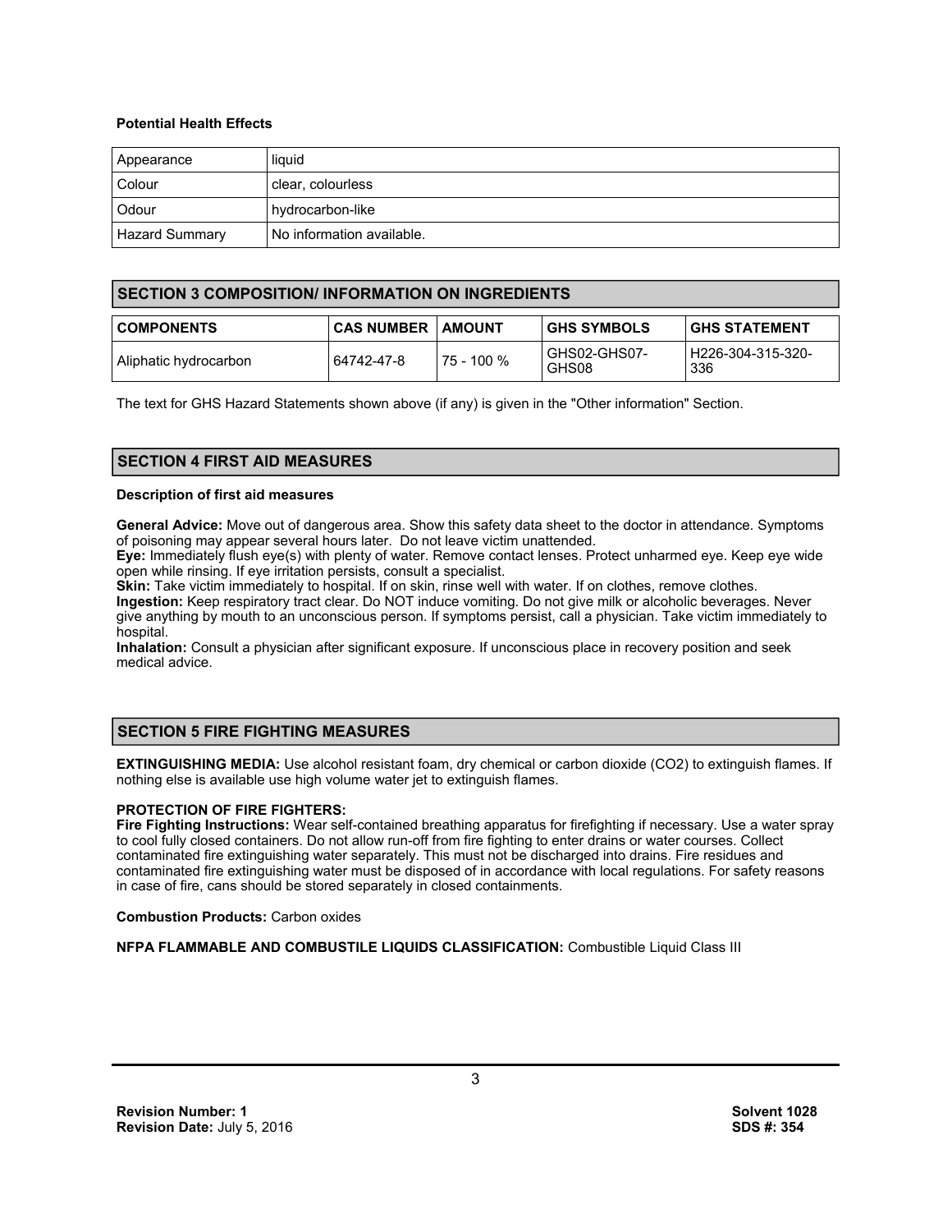**Potential Health Effects**

| | |
|---|---|
| Appearance | liquid |
| Colour | clear, colourless |
| Odour | hydrocarbon-like |
| Hazard Summary | No information available. |

## SECTION 3 COMPOSITION/ INFORMATION ON INGREDIENTS

| COMPONENTS | CAS NUMBER | AMOUNT | GHS SYMBOLS | GHS STATEMENT |
|---|---|---|---|---|
| Aliphatic hydrocarbon | 64742-47-8 | 75 - 100 % | GHS02-GHS07-GHS08 | H226-304-315-320-336 |

The text for GHS Hazard Statements shown above (if any) is given in the "Other information" Section.

## SECTION 4 FIRST AID MEASURES

**Description of first aid measures**

**General Advice:** Move out of dangerous area. Show this safety data sheet to the doctor in attendance. Symptoms of poisoning may appear several hours later. Do not leave victim unattended.
**Eye:** Immediately flush eye(s) with plenty of water. Remove contact lenses. Protect unharmed eye. Keep eye wide open while rinsing. If eye irritation persists, consult a specialist.
**Skin:** Take victim immediately to hospital. If on skin, rinse well with water. If on clothes, remove clothes.
**Ingestion:** Keep respiratory tract clear. Do NOT induce vomiting. Do not give milk or alcoholic beverages. Never give anything by mouth to an unconscious person. If symptoms persist, call a physician. Take victim immediately to hospital.
**Inhalation:** Consult a physician after significant exposure. If unconscious place in recovery position and seek medical advice.

## SECTION 5 FIRE FIGHTING MEASURES

**EXTINGUISHING MEDIA:** Use alcohol resistant foam, dry chemical or carbon dioxide ($CO_2$) to extinguish flames. If nothing else is available use high volume water jet to extinguish flames.

**PROTECTION OF FIRE FIGHTERS:**
**Fire Fighting Instructions:** Wear self-contained breathing apparatus for firefighting if necessary. Use a water spray to cool fully closed containers. Do not allow run-off from fire fighting to enter drains or water courses. Collect contaminated fire extinguishing water separately. This must not be discharged into drains. Fire residues and contaminated fire extinguishing water must be disposed of in accordance with local regulations. For safety reasons in case of fire, cans should be stored separately in closed containments.

**Combustion Products:** Carbon oxides

**NFPA FLAMMABLE AND COMBUSTILE LIQUIDS CLASSIFICATION:** Combustible Liquid Class III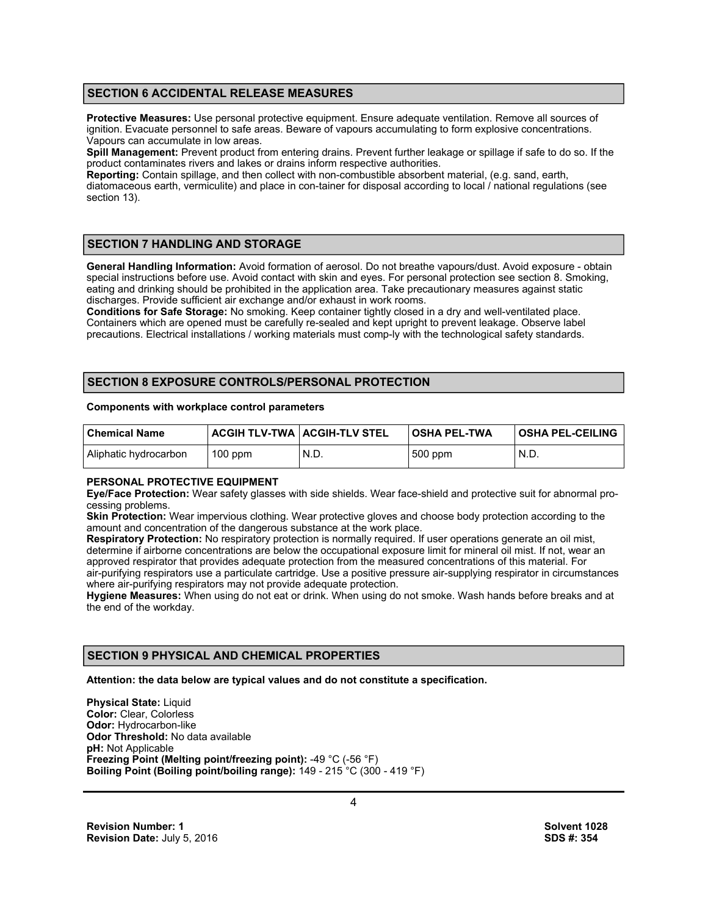## SECTION 6 ACCIDENTAL RELEASE MEASURES

**Protective Measures:** Use personal protective equipment. Ensure adequate ventilation. Remove all sources of ignition. Evacuate personnel to safe areas. Beware of vapours accumulating to form explosive concentrations. Vapours can accumulate in low areas.
**Spill Management:** Prevent product from entering drains. Prevent further leakage or spillage if safe to do so. If the product contaminates rivers and lakes or drains inform respective authorities.
**Reporting:** Contain spillage, and then collect with non-combustible absorbent material, (e.g. sand, earth, diatomaceous earth, vermiculite) and place in con-tainer for disposal according to local / national regulations (see section 13).

## SECTION 7 HANDLING AND STORAGE

**General Handling Information:** Avoid formation of aerosol. Do not breathe vapours/dust. Avoid exposure - obtain special instructions before use. Avoid contact with skin and eyes. For personal protection see section 8. Smoking, eating and drinking should be prohibited in the application area. Take precautionary measures against static discharges. Provide sufficient air exchange and/or exhaust in work rooms.
**Conditions for Safe Storage:** No smoking. Keep container tightly closed in a dry and well-ventilated place. Containers which are opened must be carefully re-sealed and kept upright to prevent leakage. Observe label precautions. Electrical installations / working materials must comp-ly with the technological safety standards.

## SECTION 8 EXPOSURE CONTROLS/PERSONAL PROTECTION

**Components with workplace control parameters**

| Chemical Name | ACGIH TLV-TWA | ACGIH-TLV STEL | OSHA PEL-TWA | OSHA PEL-CEILING |
|---|---|---|---|---|
| Aliphatic hydrocarbon | 100 ppm | N.D. | 500 ppm | N.D. |

**PERSONAL PROTECTIVE EQUIPMENT**
**Eye/Face Protection:** Wear safety glasses with side shields. Wear face-shield and protective suit for abnormal pro-cessing problems.
**Skin Protection:** Wear impervious clothing. Wear protective gloves and choose body protection according to the amount and concentration of the dangerous substance at the work place.
**Respiratory Protection:** No respiratory protection is normally required. If user operations generate an oil mist, determine if airborne concentrations are below the occupational exposure limit for mineral oil mist. If not, wear an approved respirator that provides adequate protection from the measured concentrations of this material. For air-purifying respirators use a particulate cartridge. Use a positive pressure air-supplying respirator in circumstances where air-purifying respirators may not provide adequate protection.
**Hygiene Measures:** When using do not eat or drink. When using do not smoke. Wash hands before breaks and at the end of the workday.

## SECTION 9 PHYSICAL AND CHEMICAL PROPERTIES

**Attention: the data below are typical values and do not constitute a specification.**

**Physical State:** Liquid
**Color:** Clear, Colorless
**Odor:** Hydrocarbon-like
**Odor Threshold:** No data available
**pH:** Not Applicable
**Freezing Point (Melting point/freezing point):** -49 °C (-56 °F)
**Boiling Point (Boiling point/boiling range):** 149 - 215 °C (300 - 419 °F)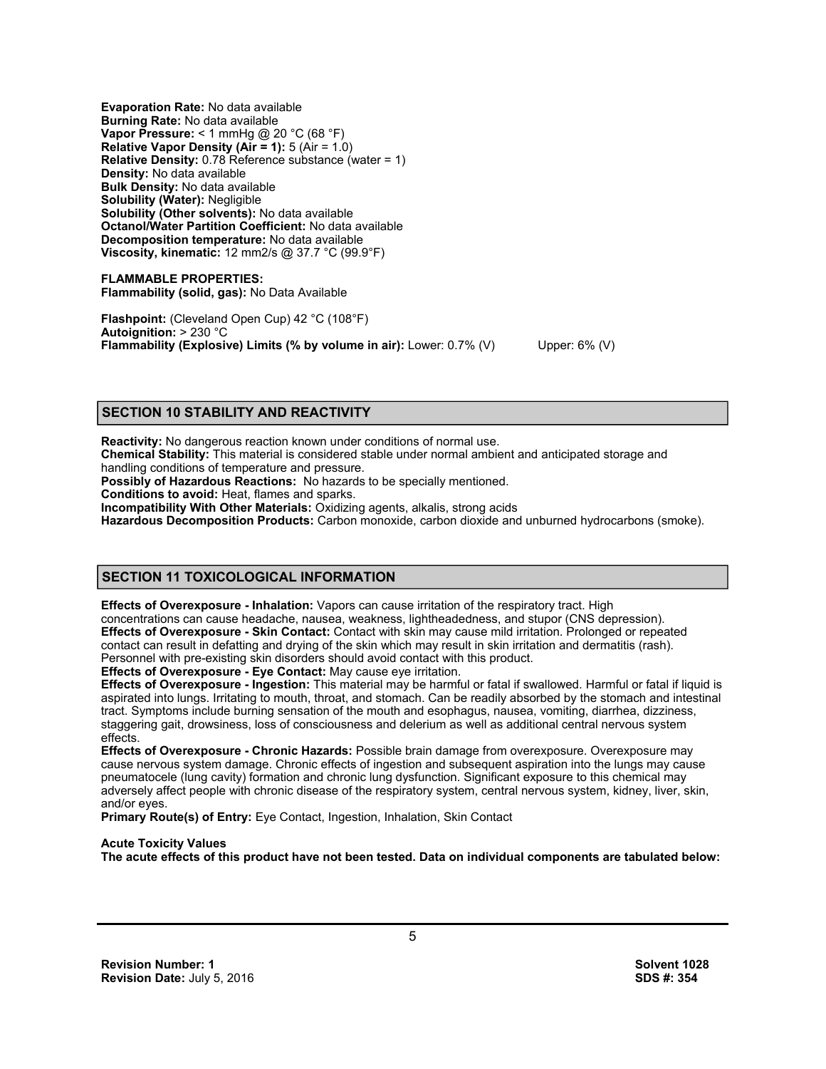**Evaporation Rate:** No data available
**Burning Rate:** No data available
**Vapor Pressure:** < 1 mmHg @ 20 °C (68 °F)
**Relative Vapor Density (Air = 1):** 5 (Air = 1.0)
**Relative Density:** 0.78 Reference substance (water = 1)
**Density:** No data available
**Bulk Density:** No data available
**Solubility (Water):** Negligible
**Solubility (Other solvents):** No data available
**Octanol/Water Partition Coefficient:** No data available
**Decomposition temperature:** No data available
**Viscosity, kinematic:** 12 mm2/s @ 37.7 °C (99.9°F)

**FLAMMABLE PROPERTIES:**
**Flammability (solid, gas):** No Data Available

**Flashpoint:** (Cleveland Open Cup) 42 °C (108°F)
**Autoignition:** > 230 °C
**Flammability (Explosive) Limits (% by volume in air):** Lower: 0.7% (V) Upper: 6% (V)

## SECTION 10 STABILITY AND REACTIVITY

**Reactivity:** No dangerous reaction known under conditions of normal use.
**Chemical Stability:** This material is considered stable under normal ambient and anticipated storage and handling conditions of temperature and pressure.
**Possibly of Hazardous Reactions:** No hazards to be specially mentioned.
**Conditions to avoid:** Heat, flames and sparks.
**Incompatibility With Other Materials:** Oxidizing agents, alkalis, strong acids
**Hazardous Decomposition Products:** Carbon monoxide, carbon dioxide and unburned hydrocarbons (smoke).

## SECTION 11 TOXICOLOGICAL INFORMATION

**Effects of Overexposure - Inhalation:** Vapors can cause irritation of the respiratory tract. High concentrations can cause headache, nausea, weakness, lightheadedness, and stupor (CNS depression).
**Effects of Overexposure - Skin Contact:** Contact with skin may cause mild irritation. Prolonged or repeated contact can result in defatting and drying of the skin which may result in skin irritation and dermatitis (rash). Personnel with pre-existing skin disorders should avoid contact with this product.
**Effects of Overexposure - Eye Contact:** May cause eye irritation.
**Effects of Overexposure - Ingestion:** This material may be harmful or fatal if swallowed. Harmful or fatal if liquid is aspirated into lungs. Irritating to mouth, throat, and stomach. Can be readily absorbed by the stomach and intestinal tract. Symptoms include burning sensation of the mouth and esophagus, nausea, vomiting, diarrhea, dizziness, staggering gait, drowsiness, loss of consciousness and delerium as well as additional central nervous system effects.
**Effects of Overexposure - Chronic Hazards:** Possible brain damage from overexposure. Overexposure may cause nervous system damage. Chronic effects of ingestion and subsequent aspiration into the lungs may cause pneumatocele (lung cavity) formation and chronic lung dysfunction. Significant exposure to this chemical may adversely affect people with chronic disease of the respiratory system, central nervous system, kidney, liver, skin, and/or eyes.
**Primary Route(s) of Entry:** Eye Contact, Ingestion, Inhalation, Skin Contact

**Acute Toxicity Values**
**The acute effects of this product have not been tested. Data on individual components are tabulated below:**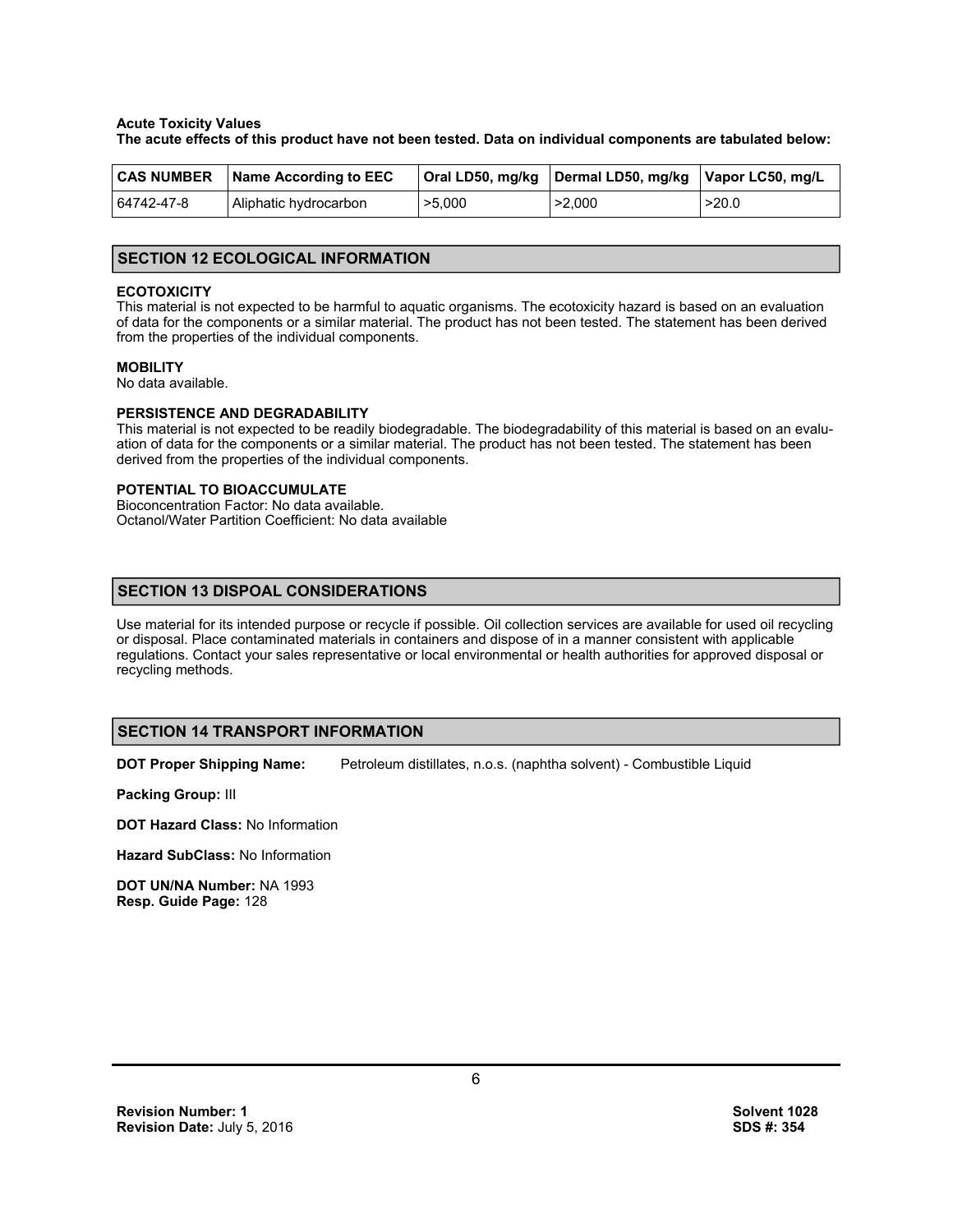**Acute Toxicity Values**
**The acute effects of this product have not been tested. Data on individual components are tabulated below:**

| CAS NUMBER | Name According to EEC | Oral LD50, mg/kg | Dermal LD50, mg/kg | Vapor LC50, mg/L |
|---|---|---|---|---|
| 64742-47-8 | Aliphatic hydrocarbon | >5,000 | >2,000 | >20.0 |

## SECTION 12 ECOLOGICAL INFORMATION

**ECOTOXICITY**
This material is not expected to be harmful to aquatic organisms. The ecotoxicity hazard is based on an evaluation of data for the components or a similar material. The product has not been tested. The statement has been derived from the properties of the individual components.

**MOBILITY**
No data available.

**PERSISTENCE AND DEGRADABILITY**
This material is not expected to be readily biodegradable. The biodegradability of this material is based on an evaluation of data for the components or a similar material. The product has not been tested. The statement has been derived from the properties of the individual components.

**POTENTIAL TO BIOACCUMULATE**
Bioconcentration Factor: No data available.
Octanol/Water Partition Coefficient: No data available

## SECTION 13 DISPOAL CONSIDERATIONS

Use material for its intended purpose or recycle if possible. Oil collection services are available for used oil recycling or disposal. Place contaminated materials in containers and dispose of in a manner consistent with applicable regulations. Contact your sales representative or local environmental or health authorities for approved disposal or recycling methods.

## SECTION 14 TRANSPORT INFORMATION

**DOT Proper Shipping Name:** Petroleum distillates, n.o.s. (naphtha solvent) - Combustible Liquid

**Packing Group:** III

**DOT Hazard Class:** No Information

**Hazard SubClass:** No Information

**DOT UN/NA Number:** NA 1993
**Resp. Guide Page:** 128

**Revision Number: 1**
**Revision Date:** July 5, 2016

**Solvent 1028**
**SDS #: 354**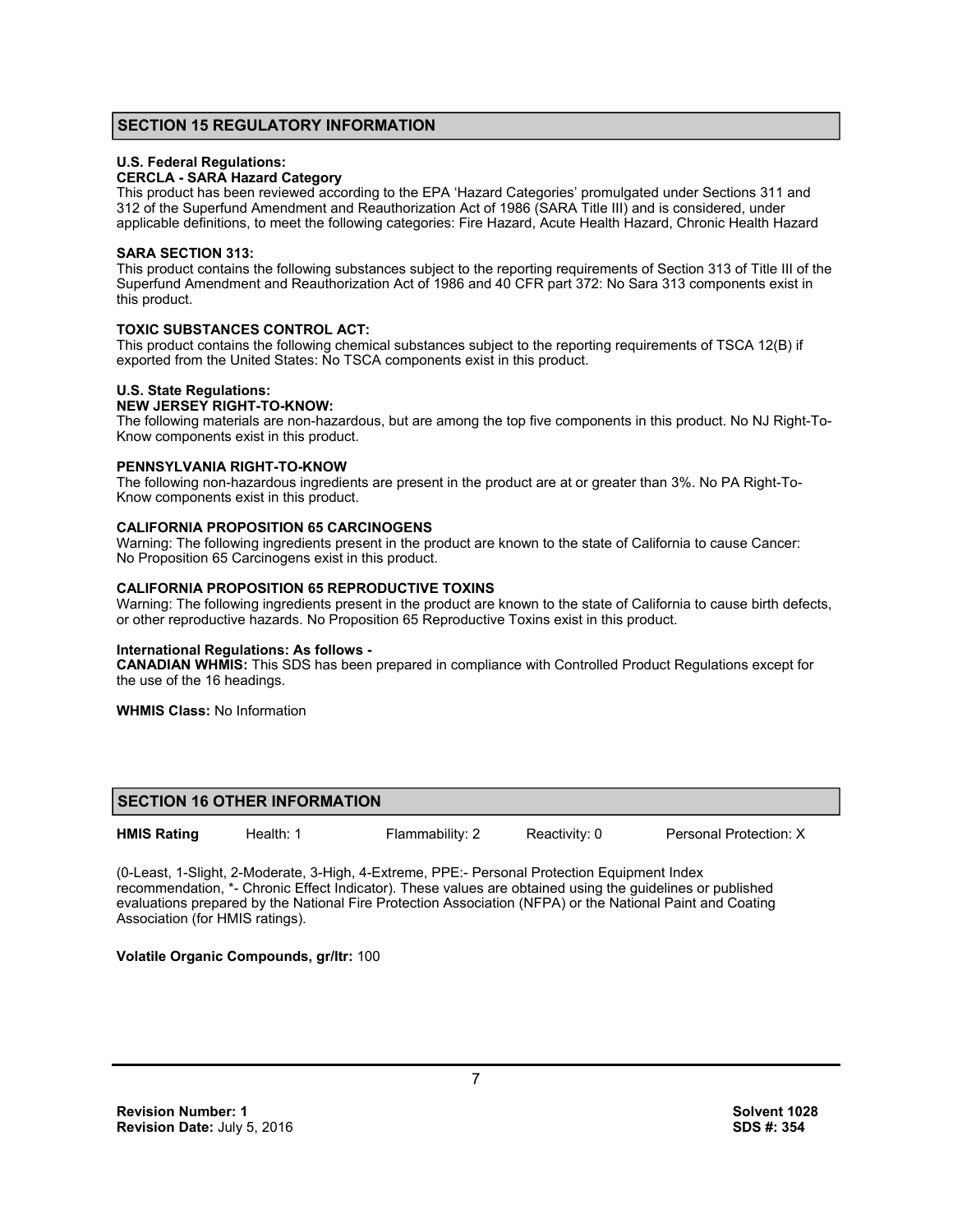## SECTION 15 REGULATORY INFORMATION

**U.S. Federal Regulations:**
**CERCLA - SARA Hazard Category**
This product has been reviewed according to the EPA 'Hazard Categories' promulgated under Sections 311 and 312 of the Superfund Amendment and Reauthorization Act of 1986 (SARA Title III) and is considered, under applicable definitions, to meet the following categories: Fire Hazard, Acute Health Hazard, Chronic Health Hazard

**SARA SECTION 313:**
This product contains the following substances subject to the reporting requirements of Section 313 of Title III of the Superfund Amendment and Reauthorization Act of 1986 and 40 CFR part 372: No Sara 313 components exist in this product.

**TOXIC SUBSTANCES CONTROL ACT:**
This product contains the following chemical substances subject to the reporting requirements of TSCA 12(B) if exported from the United States: No TSCA components exist in this product.

**U.S. State Regulations:**
**NEW JERSEY RIGHT-TO-KNOW:**
The following materials are non-hazardous, but are among the top five components in this product. No NJ Right-To-Know components exist in this product.

**PENNSYLVANIA RIGHT-TO-KNOW**
The following non-hazardous ingredients are present in the product are at or greater than 3%. No PA Right-To-Know components exist in this product.

**CALIFORNIA PROPOSITION 65 CARCINOGENS**
Warning: The following ingredients present in the product are known to the state of California to cause Cancer: No Proposition 65 Carcinogens exist in this product.

**CALIFORNIA PROPOSITION 65 REPRODUCTIVE TOXINS**
Warning: The following ingredients present in the product are known to the state of California to cause birth defects, or other reproductive hazards. No Proposition 65 Reproductive Toxins exist in this product.

**International Regulations: As follows -**
**CANADIAN WHMIS:** This SDS has been prepared in compliance with Controlled Product Regulations except for the use of the 16 headings.

**WHMIS Class:** No Information

## SECTION 16 OTHER INFORMATION

| | | | | |
|---|---|---|---|---|
| **HMIS Rating** | Health: 1 | Flammability: 2 | Reactivity: 0 | Personal Protection: X |

(0-Least, 1-Slight, 2-Moderate, 3-High, 4-Extreme, PPE:- Personal Protection Equipment Index recommendation, *- Chronic Effect Indicator). These values are obtained using the guidelines or published evaluations prepared by the National Fire Protection Association (NFPA) or the National Paint and Coating Association (for HMIS ratings).

**Volatile Organic Compounds, gr/ltr:** 100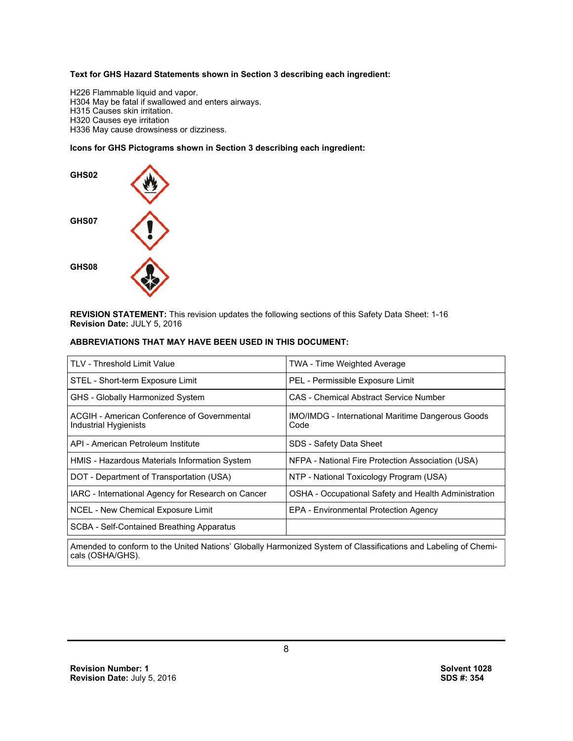**Text for GHS Hazard Statements shown in Section 3 describing each ingredient:**

H226 Flammable liquid and vapor.
H304 May be fatal if swallowed and enters airways.
H315 Causes skin irritation.
H320 Causes eye irritation
H336 May cause drowsiness or dizziness.

**Icons for GHS Pictograms shown in Section 3 describing each ingredient:**

**GHS02**

**GHS07**

**GHS08**

**REVISION STATEMENT:** This revision updates the following sections of this Safety Data Sheet: 1-16
**Revision Date:** JULY 5, 2016

**ABBREVIATIONS THAT MAY HAVE BEEN USED IN THIS DOCUMENT:**

| | |
|---|---|
| TLV - Threshold Limit Value | TWA - Time Weighted Average |
| STEL - Short-term Exposure Limit | PEL - Permissible Exposure Limit |
| GHS - Globally Harmonized System | CAS - Chemical Abstract Service Number |
| ACGIH - American Conference of Governmental Industrial Hygienists | IMO/IMDG - International Maritime Dangerous Goods Code |
| API - American Petroleum Institute | SDS - Safety Data Sheet |
| HMIS - Hazardous Materials Information System | NFPA - National Fire Protection Association (USA) |
| DOT - Department of Transportation (USA) | NTP - National Toxicology Program (USA) |
| IARC - International Agency for Research on Cancer | OSHA - Occupational Safety and Health Administration |
| NCEL - New Chemical Exposure Limit | EPA - Environmental Protection Agency |
| SCBA - Self-Contained Breathing Apparatus | |

Amended to conform to the United Nations' Globally Harmonized System of Classifications and Labeling of Chemicals (OSHA/GHS).

**Revision Number:** 1
**Revision Date:** July 5, 2016

**Solvent 1028**
**SDS #:** 354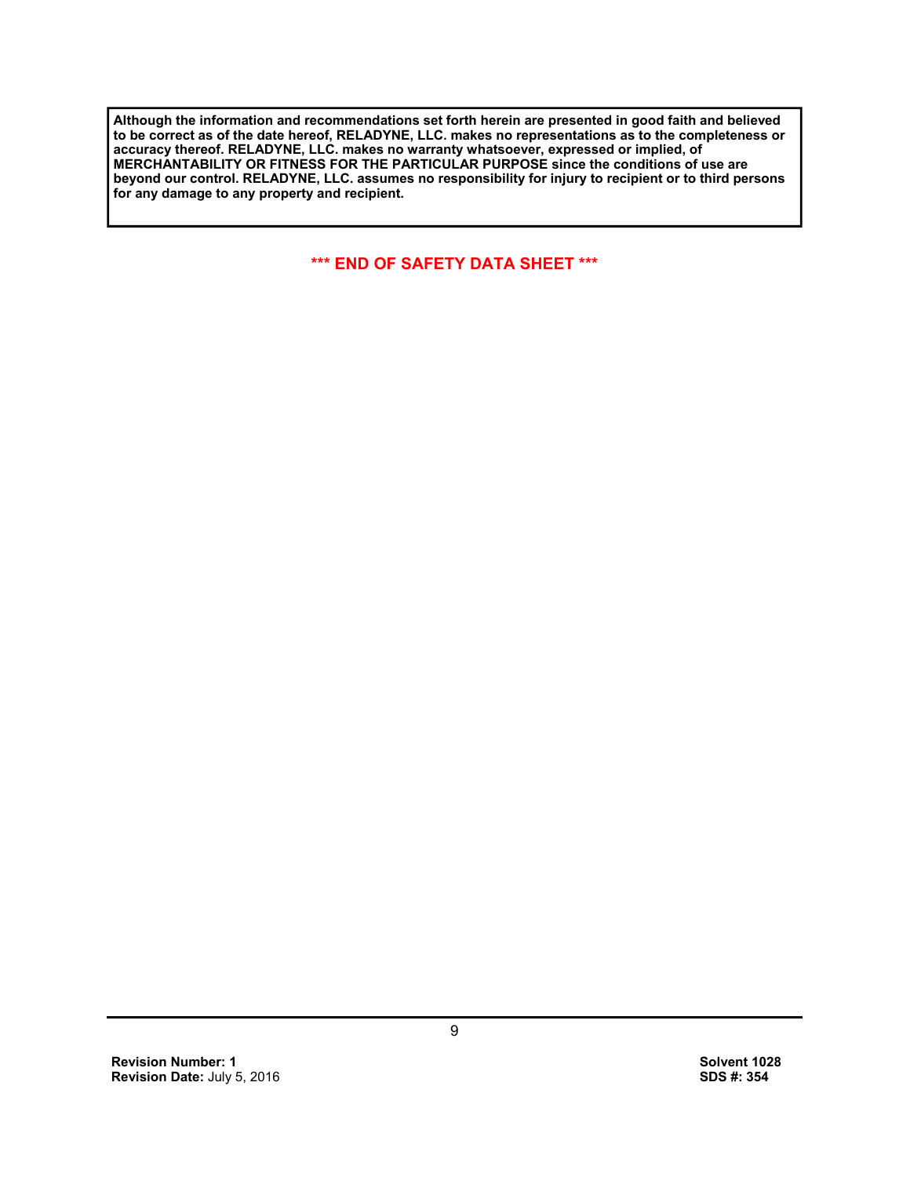**Although the information and recommendations set forth herein are presented in good faith and believed to be correct as of the date hereof, RELADYNE, LLC. makes no representations as to the completeness or accuracy thereof. RELADYNE, LLC. makes no warranty whatsoever, expressed or implied, of MERCHANTABILITY OR FITNESS FOR THE PARTICULAR PURPOSE since the conditions of use are beyond our control. RELADYNE, LLC. assumes no responsibility for injury to recipient or to third persons for any damage to any property and recipient.**

**\*\*\* END OF SAFETY DATA SHEET \*\*\***